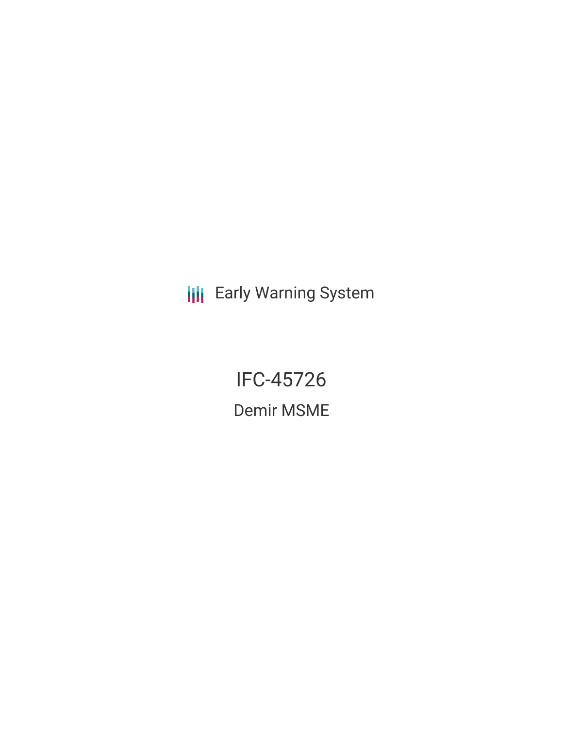Early Warning System

# IFC-45726

## Demir MSME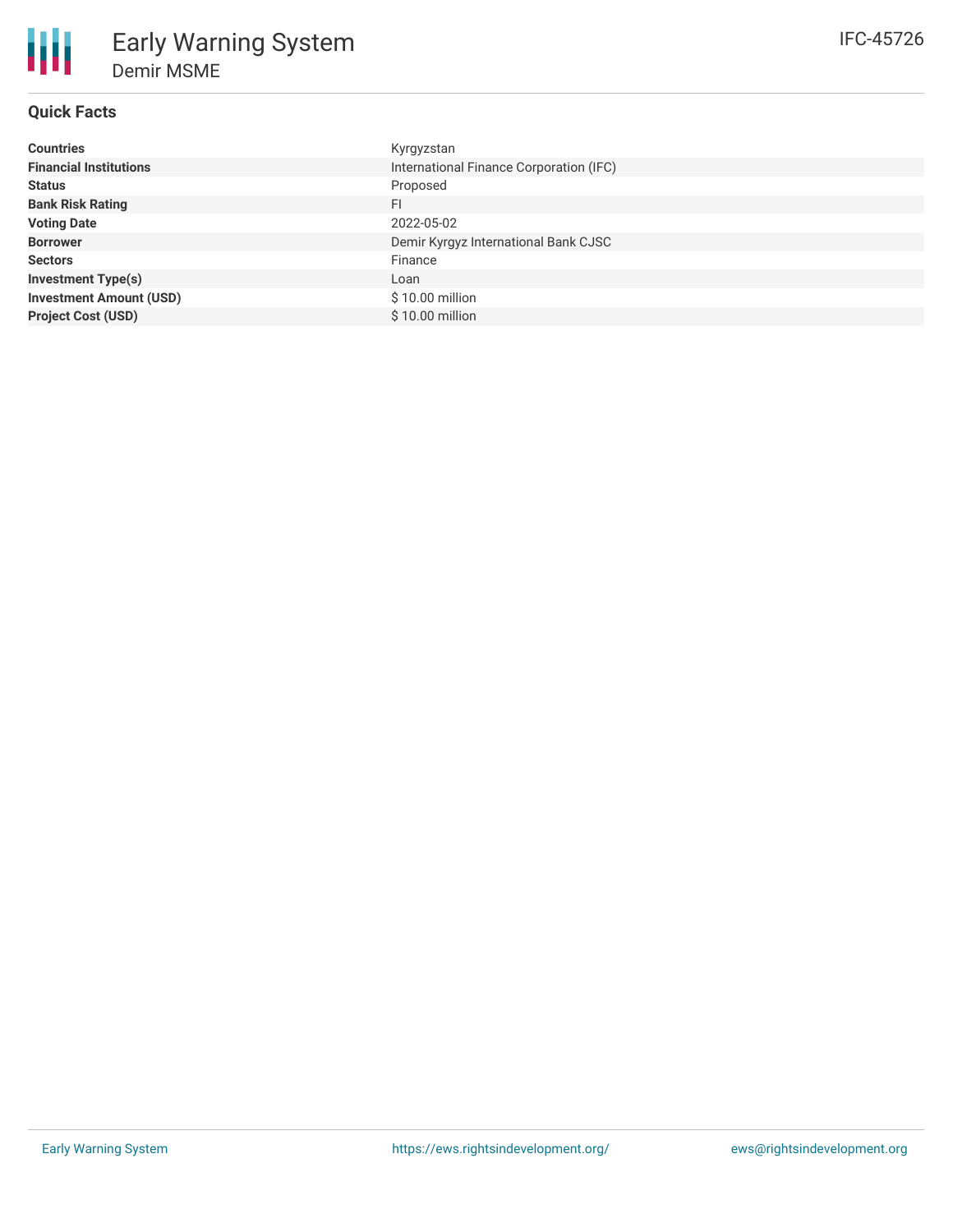# Early Warning System

## Demir MSME

IFC-45726

### Quick Facts

| | |
|---|---|
| **Countries** | Kyrgyzstan |
| **Financial Institutions** | International Finance Corporation (IFC) |
| **Status** | Proposed |
| **Bank Risk Rating** | FI |
| **Voting Date** | 2022-05-02 |
| **Borrower** | Demir Kyrgyz International Bank CJSC |
| **Sectors** | Finance |
| **Investment Type(s)** | Loan |
| **Investment Amount (USD)** | $ 10.00 million |
| **Project Cost (USD)** | $ 10.00 million |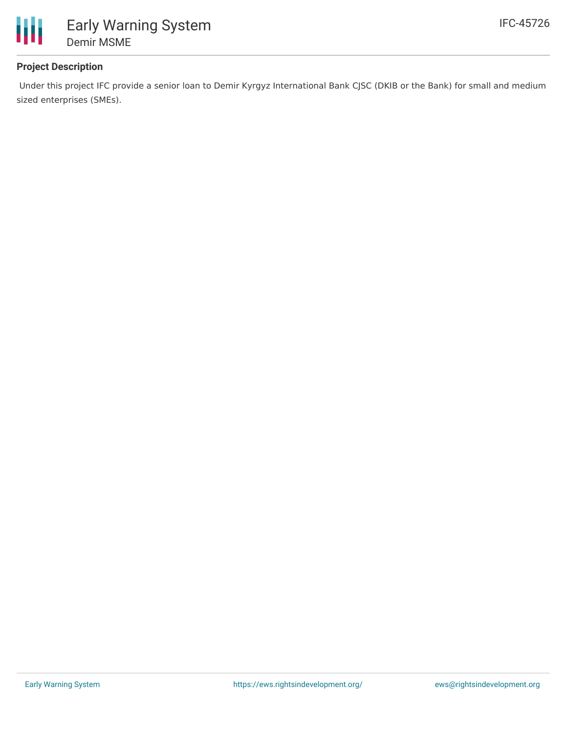## Project Description

Under this project IFC provide a senior loan to Demir Kyrgyz International Bank CJSC (DKIB or the Bank) for small and medium sized enterprises (SMEs).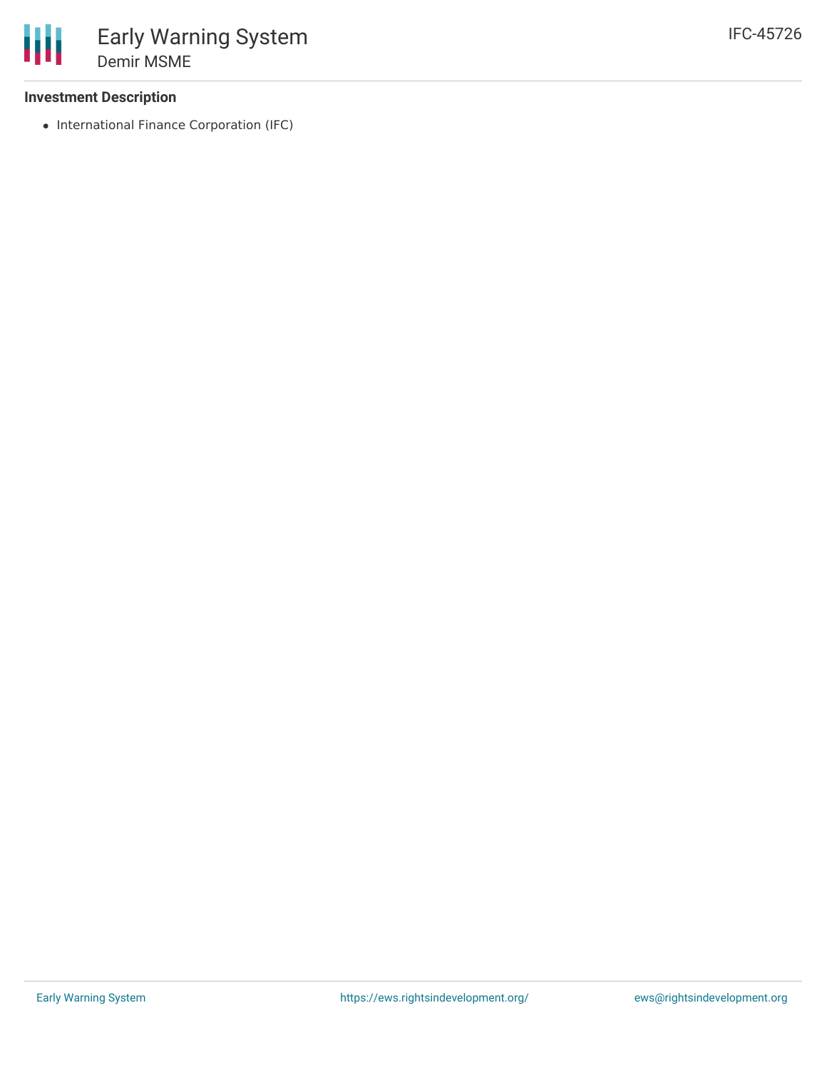### Investment Description

- International Finance Corporation (IFC)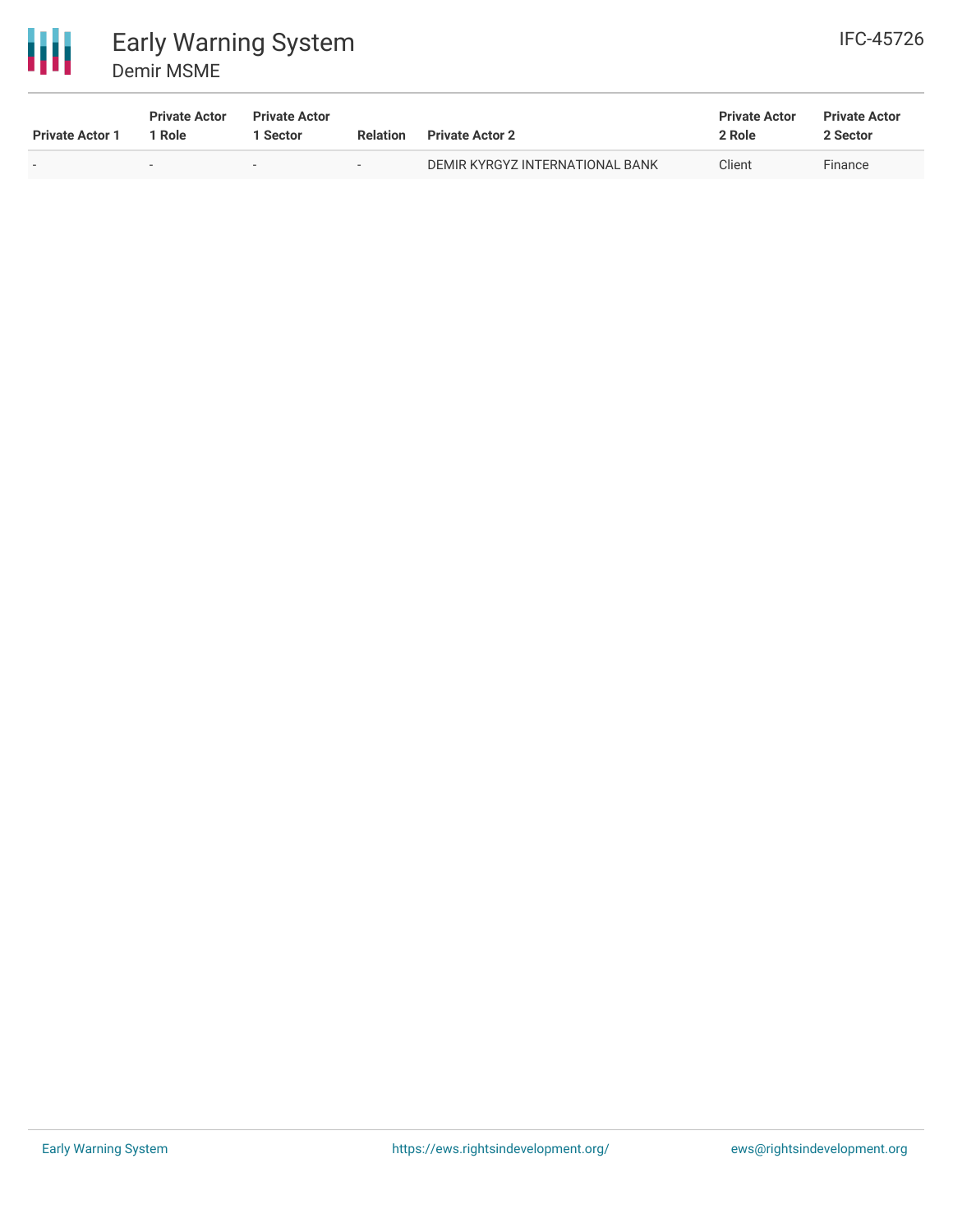| Private Actor 1 | Private Actor 1 Role | Private Actor 1 Sector | Relation | Private Actor 2 | Private Actor 2 Role | Private Actor 2 Sector |
|---|---|---|---|---|---|---|
| - | - | - | - | DEMIR KYRGYZ INTERNATIONAL BANK | Client | Finance |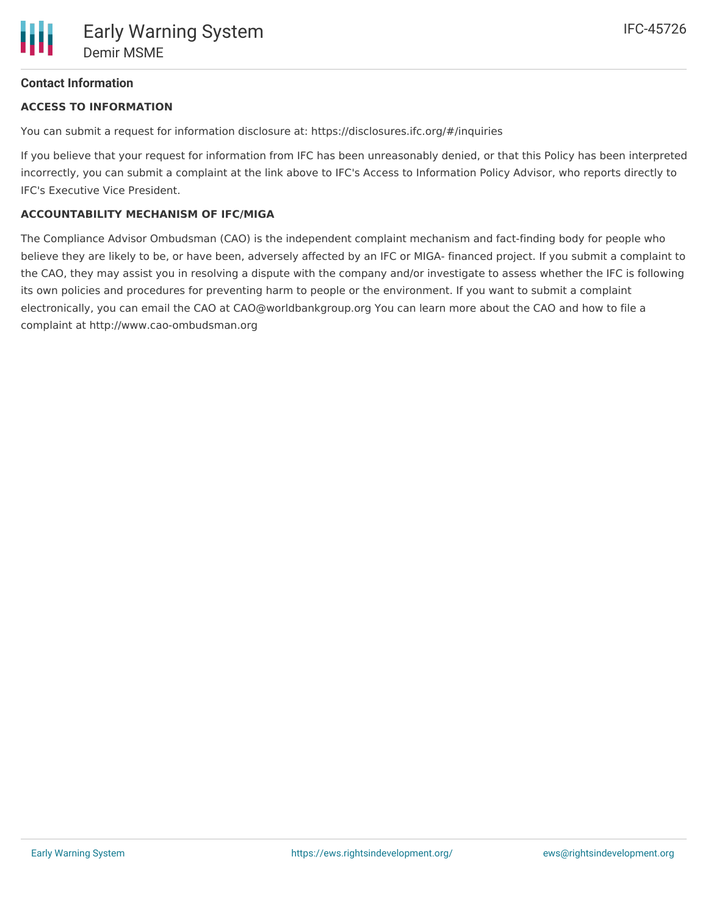## Contact Information

### ACCESS TO INFORMATION

You can submit a request for information disclosure at: https://disclosures.ifc.org/#/inquiries

If you believe that your request for information from IFC has been unreasonably denied, or that this Policy has been interpreted incorrectly, you can submit a complaint at the link above to IFC's Access to Information Policy Advisor, who reports directly to IFC's Executive Vice President.

### ACCOUNTABILITY MECHANISM OF IFC/MIGA

The Compliance Advisor Ombudsman (CAO) is the independent complaint mechanism and fact-finding body for people who believe they are likely to be, or have been, adversely affected by an IFC or MIGA- financed project. If you submit a complaint to the CAO, they may assist you in resolving a dispute with the company and/or investigate to assess whether the IFC is following its own policies and procedures for preventing harm to people or the environment. If you want to submit a complaint electronically, you can email the CAO at CAO@worldbankgroup.org You can learn more about the CAO and how to file a complaint at http://www.cao-ombudsman.org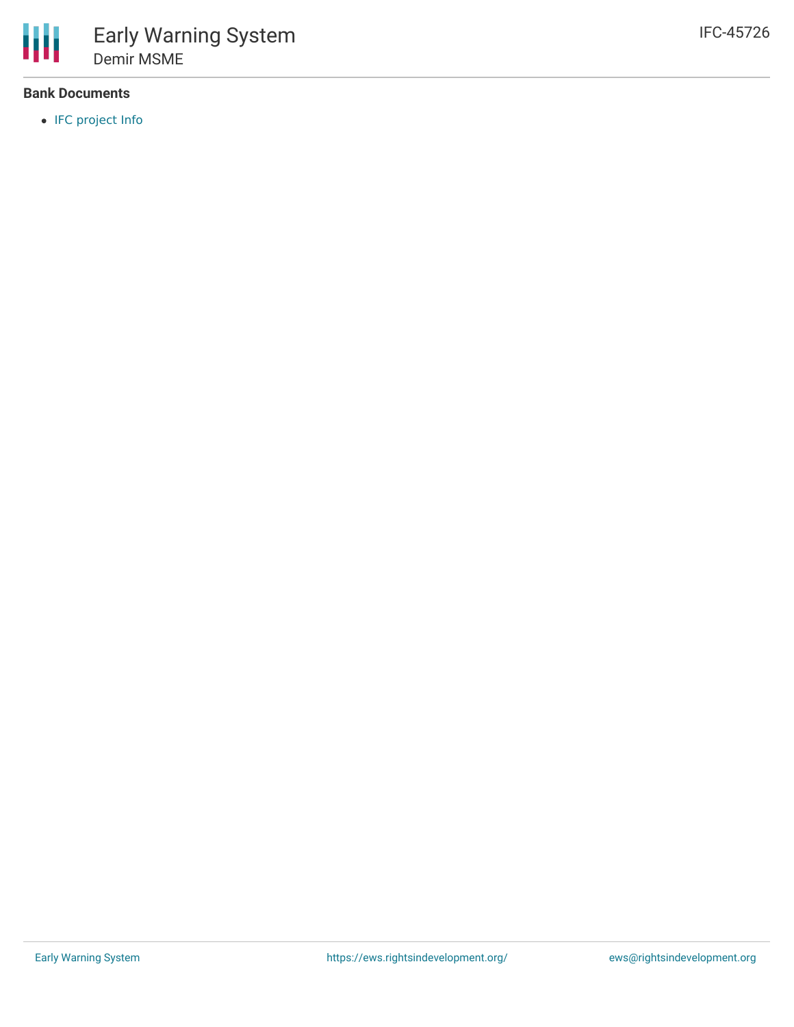**Bank Documents**

- IFC project Info